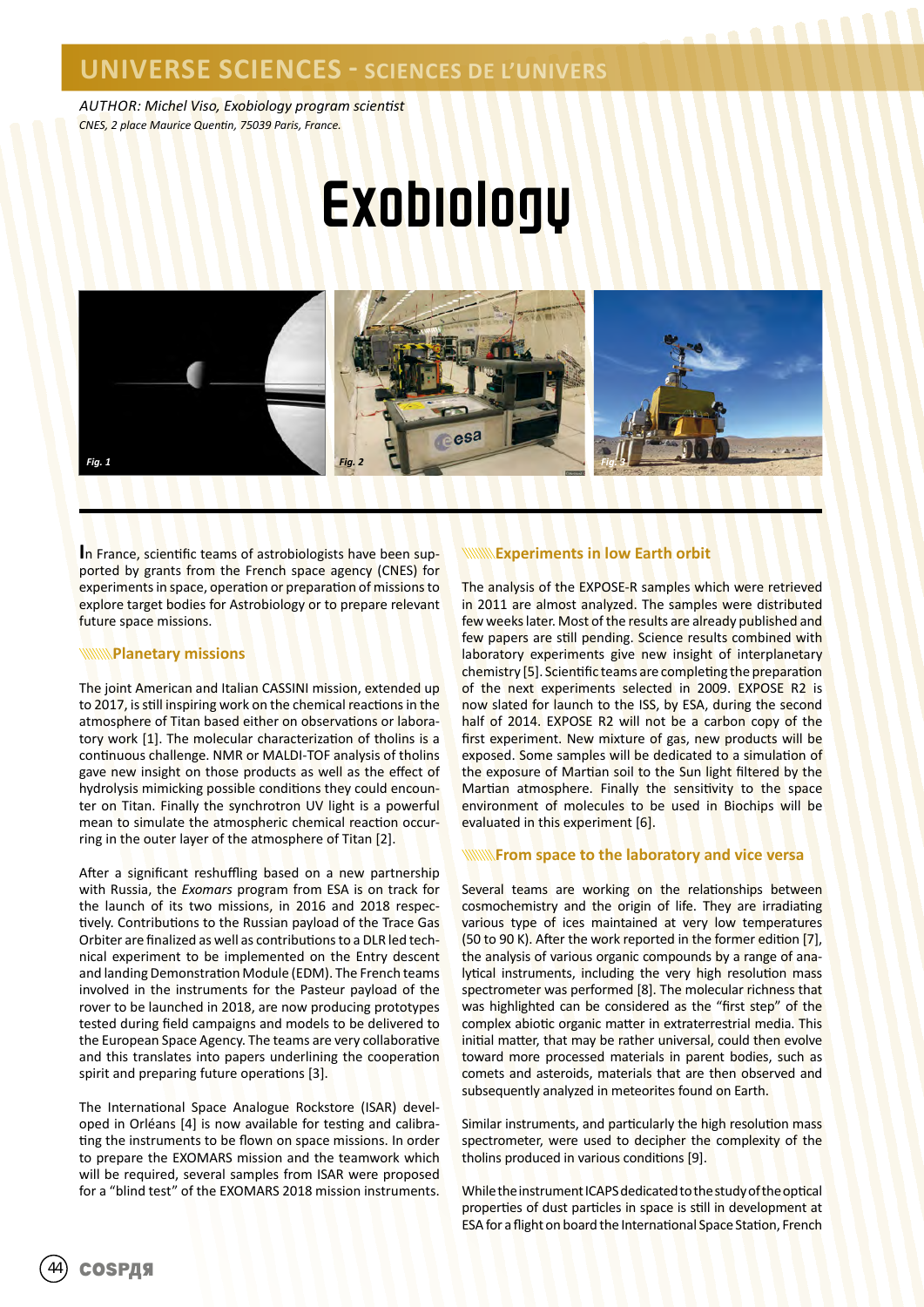UNIVERSE SCIENCES - SCIENCES DE L'UNIVERS

*AUTHOR: Michel Viso, Exobiology program scientist*
*CNES, 2 place Maurice Quentin, 75039 Paris, France.*

# Exobiology

*Fig. 1* *Fig. 2* *Fig. 3*

In France, scientific teams of astrobiologists have been supported by grants from the French space agency (CNES) for experiments in space, operation or preparation of missions to explore target bodies for Astrobiology or to prepare relevant future space missions.

## Planetary missions

The joint American and Italian CASSINI mission, extended up to 2017, is still inspiring work on the chemical reactions in the atmosphere of Titan based either on observations or laboratory work [1]. The molecular characterization of tholins is a continuous challenge. NMR or MALDI-TOF analysis of tholins gave new insight on those products as well as the effect of hydrolysis mimicking possible conditions they could encounter on Titan. Finally the synchrotron UV light is a powerful mean to simulate the atmospheric chemical reaction occurring in the outer layer of the atmosphere of Titan [2].

After a significant reshuffling based on a new partnership with Russia, the *Exomars* program from ESA is on track for the launch of its two missions, in 2016 and 2018 respectively. Contributions to the Russian payload of the Trace Gas Orbiter are finalized as well as contributions to a DLR led technical experiment to be implemented on the Entry descent and landing Demonstration Module (EDM). The French teams involved in the instruments for the Pasteur payload of the rover to be launched in 2018, are now producing prototypes tested during field campaigns and models to be delivered to the European Space Agency. The teams are very collaborative and this translates into papers underlining the cooperation spirit and preparing future operations [3].

The International Space Analogue Rockstore (ISAR) developed in Orléans [4] is now available for testing and calibrating the instruments to be flown on space missions. In order to prepare the EXOMARS mission and the teamwork which will be required, several samples from ISAR were proposed for a "blind test" of the EXOMARS 2018 mission instruments.

## Experiments in low Earth orbit

The analysis of the EXPOSE-R samples which were retrieved in 2011 are almost analyzed. The samples were distributed few weeks later. Most of the results are already published and few papers are still pending. Science results combined with laboratory experiments give new insight of interplanetary chemistry [5]. Scientific teams are completing the preparation of the next experiments selected in 2009. EXPOSE R2 is now slated for launch to the ISS, by ESA, during the second half of 2014. EXPOSE R2 will not be a carbon copy of the first experiment. New mixture of gas, new products will be exposed. Some samples will be dedicated to a simulation of the exposure of Martian soil to the Sun light filtered by the Martian atmosphere. Finally the sensitivity to the space environment of molecules to be used in Biochips will be evaluated in this experiment [6].

## From space to the laboratory and vice versa

Several teams are working on the relationships between cosmochemistry and the origin of life. They are irradiating various type of ices maintained at very low temperatures (50 to 90 K). After the work reported in the former edition [7], the analysis of various organic compounds by a range of analytical instruments, including the very high resolution mass spectrometer was performed [8]. The molecular richness that was highlighted can be considered as the "first step" of the complex abiotic organic matter in extraterrestrial media. This initial matter, that may be rather universal, could then evolve toward more processed materials in parent bodies, such as comets and asteroids, materials that are then observed and subsequently analyzed in meteorites found on Earth.

Similar instruments, and particularly the high resolution mass spectrometer, were used to decipher the complexity of the tholins produced in various conditions [9].

While the instrument ICAPS dedicated to the study of the optical properties of dust particles in space is still in development at ESA for a flight on board the International Space Station, French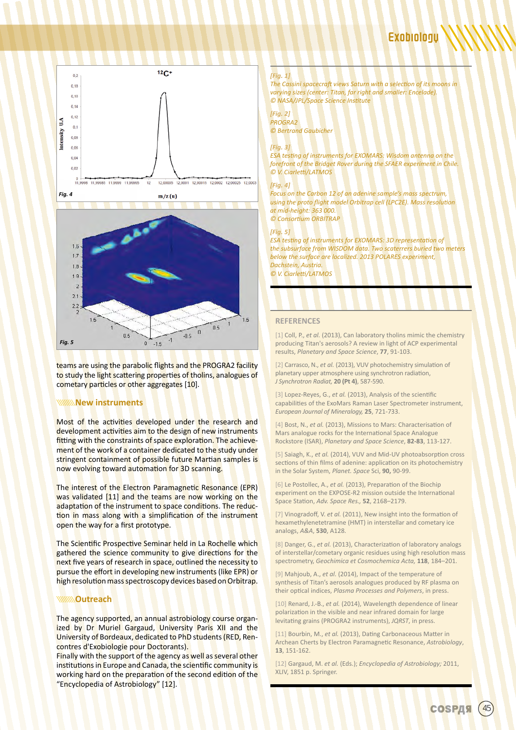teams are using the parabolic flights and the PROGRA2 facility to study the light scattering properties of tholins, analogues of cometary particles or other aggregates [10].

## New instruments

Most of the activities developed under the research and development activities aim to the design of new instruments fitting with the constraints of space exploration. The achievement of the work of a container dedicated to the study under stringent containment of possible future Martian samples is now evolving toward automation for 3D scanning.

The interest of the Electron Paramagnetic Resonance (EPR) was validated [11] and the teams are now working on the adaptation of the instrument to space conditions. The reduction in mass along with a simplification of the instrument open the way for a first prototype.

The Scientific Prospective Seminar held in La Rochelle which gathered the science community to give directions for the next five years of research in space, outlined the necessity to pursue the effort in developing new instruments (like EPR) or high resolution mass spectroscopy devices based on Orbitrap.

## Outreach

The agency supported, an annual astrobiology course organized by Dr Muriel Gargaud, University Paris XII and the University of Bordeaux, dedicated to PhD students (RED, Rencontres d'Exobiologie pour Doctorants).
Finally with the support of the agency as well as several other institutions in Europe and Canada, the scientific community is working hard on the preparation of the second edition of the "Encyclopedia of Astrobiology" [12].

*[Fig. 1]*
*The Cassini spacecraft views Saturn with a selection of its moons in varying sizes (center: Titan, far right and smaller: Enceladе).*
*© NASA/JPL/Space Science Institute*

*[Fig. 2]*
*PROGRA2*
*© Bertrand Gaubicher*

*[Fig. 3]*
*ESA testing of instruments for EXOMARS: Wisdom antenna on the forefront of the Bridget Rover during the SFAER experiment in Chile.*
*© V. Ciarletti/LATMOS*

*[Fig. 4]*
*Focus on the Carbon 12 of an adenine sample's mass spectrum, using the proto flight model Orbitrap cell (LPC2E). Mass resolution at mid-height: 363 000.*
*© Consortium ORBITRAP*

*[Fig. 5]*
*ESA testing of instruments for EXOMARS: 3D representation of the subsurface from WISDOM data. Two scatterers buried two meters below the surface are localized. 2013 POLARES experiment, Dachstein, Austria.*
*© V. Ciarletti/LATMOS*

## REFERENCES

[1] Coll, P., *et al.* (2013), Can laboratory tholins mimic the chemistry producing Titan's aerosols? A review in light of ACP experimental results, *Planetary and Space Science*, **77**, 91-103.

[2] Carrasco, N., *et al.* (2013), VUV photochemistry simulation of planetary upper atmosphere using synchrotron radiation, *J Synchrotron Radiat,* **20 (Pt 4)**, 587-590.

[3] Lopez-Reyes, G., *et al.* (2013), Analysis of the scientific capabilities of the ExoMars Raman Laser Spectrometer instrument, *European Journal of Mineralogy,* **25**, 721-733.

[4] Bost, N., *et al.* (2013), Missions to Mars: Characterisation of Mars analogue rocks for the International Space Analogue Rockstore (ISAR), *Planetary and Space Science*, **82-83**, 113-127.

[5] Saiagh, K., *et al.* (2014), VUV and Mid-UV photoabsorption cross sections of thin films of adenine: application on its photochemistry in the Solar System, *Planet. Space* Sci, **90,** 90-99.

[6] Le Postollec, A., *et al.* (2013), Preparation of the Biochip experiment on the EXPOSE-R2 mission outside the International Space Station, *Adv. Space Res.,* **52**, 2168–2179.

[7] Vinogradoff, V. *et al.* (2011), New insight into the formation of hexamethylenetetramine (HMT) in interstellar and cometary ice analogs, *A&A*, **530**, A128.

[8] Danger, G., *et al.* (2013), Characterization of laboratory analogs of interstellar/cometary organic residues using high resolution mass spectrometry, *Geochimica et Cosmochemica Acta,* **118**, 184–201.

[9] Mahjoub, A., *et al.* (2014), Impact of the temperature of synthesis of Titan's aerosols analogues produced by RF plasma on their optical indices, *Plasma Processes and Polymers*, in press.

[10] Renard, J.-B., *et al.* (2014), Wavelength dependence of linear polarization in the visible and near infrared domain for large levitating grains (PROGRA2 instruments), *JQRST,* in press.

[11] Bourbin, M., *et al.* (2013), Dating Carbonaceous Matter in Archean Cherts by Electron Paramagnetic Resonance, *Astrobiology*, **13**, 151-162.

[12] Gargaud, M. *et al.* (Eds.); *Encyclopedia of Astrobiology;* 2011, XLIV, 1851 p. Springer.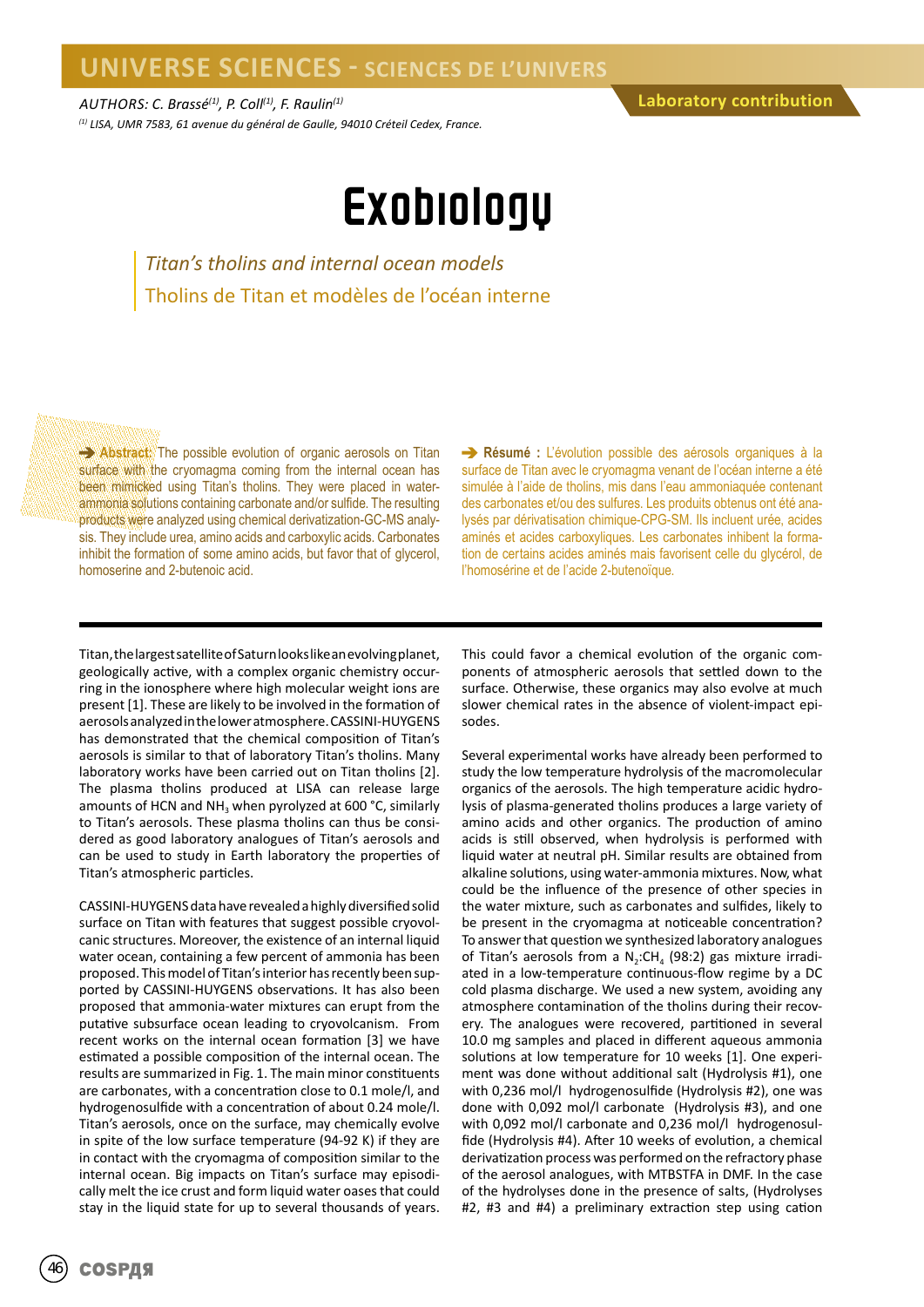AUTHORS: C. Brassé[1], P. Coll[1], F. Raulin[1]

[1] LISA, UMR 7583, 61 avenue du général de Gaulle, 94010 Créteil Cedex, France.

Laboratory contribution

# Exobiology

## *Titan's tholins and internal ocean models*

## Tholins de Titan et modèles de l'océan interne

➔ **Abstract:** The possible evolution of organic aerosols on Titan surface with the cryomagma coming from the internal ocean has been mimicked using Titan's tholins. They were placed in water-ammonia solutions containing carbonate and/or sulfide. The resulting products were analyzed using chemical derivatization-GC-MS analysis. They include urea, amino acids and carboxylic acids. Carbonates inhibit the formation of some amino acids, but favor that of glycerol, homoserine and 2-butenoic acid.

➔ **Résumé :** L'évolution possible des aérosols organiques à la surface de Titan avec le cryomagma venant de l'océan interne a été simulée à l'aide de tholins, mis dans l'eau ammoniaquée contenant des carbonates et/ou des sulfures. Les produits obtenus ont été analysés par dérivatisation chimique-CPG-SM. Ils incluent urée, acides aminés et acides carboxyliques. Les carbonates inhibent la formation de certains acides aminés mais favorisent celle du glycérol, de l'homosérine et de l'acide 2-butenoïque.

Titan, the largest satellite of Saturn looks like an evolving planet, geologically active, with a complex organic chemistry occurring in the ionosphere where high molecular weight ions are present [1]. These are likely to be involved in the formation of aerosols analyzed in the lower atmosphere. CASSINI-HUYGENS has demonstrated that the chemical composition of Titan's aerosols is similar to that of laboratory Titan's tholins. Many laboratory works have been carried out on Titan tholins [2]. The plasma tholins produced at LISA can release large amounts of HCN and $NH_3$ when pyrolyzed at 600 °C, similarly to Titan's aerosols. These plasma tholins can thus be considered as good laboratory analogues of Titan's aerosols and can be used to study in Earth laboratory the properties of Titan's atmospheric particles.

CASSINI-HUYGENS data have revealed a highly diversified solid surface on Titan with features that suggest possible cryovolcanic structures. Moreover, the existence of an internal liquid water ocean, containing a few percent of ammonia has been proposed. This model of Titan's interior has recently been supported by CASSINI-HUYGENS observations. It has also been proposed that ammonia-water mixtures can erupt from the putative subsurface ocean leading to cryovolcanism. From recent works on the internal ocean formation [3] we have estimated a possible composition of the internal ocean. The results are summarized in Fig. 1. The main minor constituents are carbonates, with a concentration close to 0.1 mole/l, and hydrogenosulfide with a concentration of about 0.24 mole/l. Titan's aerosols, once on the surface, may chemically evolve in spite of the low surface temperature (94-92 K) if they are in contact with the cryomagma of composition similar to the internal ocean. Big impacts on Titan's surface may episodically melt the ice crust and form liquid water oases that could stay in the liquid state for up to several thousands of years. This could favor a chemical evolution of the organic components of atmospheric aerosols that settled down to the surface. Otherwise, these organics may also evolve at much slower chemical rates in the absence of violent-impact episodes.

Several experimental works have already been performed to study the low temperature hydrolysis of the macromolecular organics of the aerosols. The high temperature acidic hydrolysis of plasma-generated tholins produces a large variety of amino acids and other organics. The production of amino acids is still observed, when hydrolysis is performed with liquid water at neutral pH. Similar results are obtained from alkaline solutions, using water-ammonia mixtures. Now, what could be the influence of the presence of other species in the water mixture, such as carbonates and sulfides, likely to be present in the cryomagma at noticeable concentration? To answer that question we synthesized laboratory analogues of Titan's aerosols from a $N_2$:$CH_4$ (98:2) gas mixture irradiated in a low-temperature continuous-flow regime by a DC cold plasma discharge. We used a new system, avoiding any atmosphere contamination of the tholins during their recovery. The analogues were recovered, partitioned in several 10.0 mg samples and placed in different aqueous ammonia solutions at low temperature for 10 weeks [1]. One experiment was done without additional salt (Hydrolysis #1), one with 0,236 mol/l hydrogenosulfide (Hydrolysis #2), one was done with 0,092 mol/l carbonate (Hydrolysis #3), and one with 0,092 mol/l carbonate and 0,236 mol/l hydrogenosulfide (Hydrolysis #4). After 10 weeks of evolution, a chemical derivatization process was performed on the refractory phase of the aerosol analogues, with MTBSTFA in DMF. In the case of the hydrolyses done in the presence of salts, (Hydrolyses #2, #3 and #4) a preliminary extraction step using cation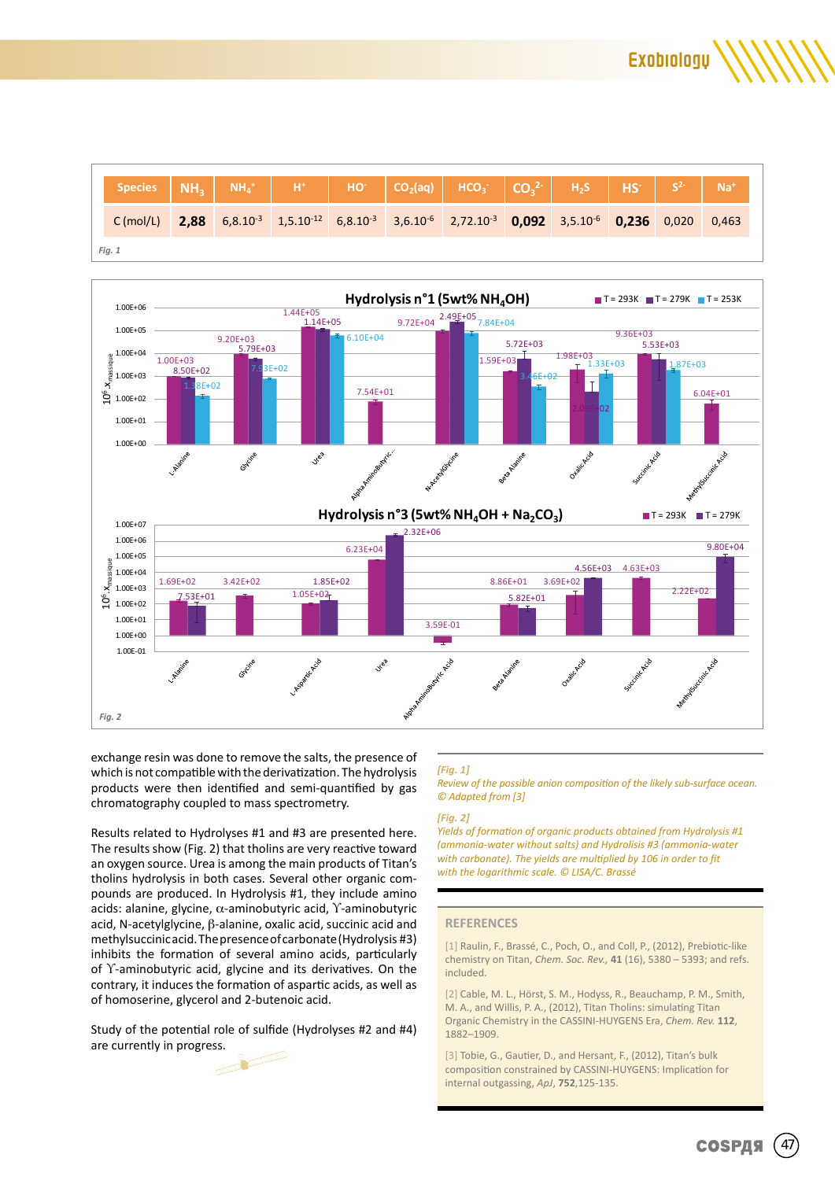| Species | $NH_3$ | $NH_4^+$ | $H^+$ | $HO^-$ | $CO_2(aq)$ | $HCO_3^-$ | $CO_3^{2-}$ | $H_2S$ | $HS^-$ | $S^{2-}$ | $Na^+$ |
|---|---|---|---|---|---|---|---|---|---|---|---|
| C (mol/L) | **2,88** | $6{,}8.10^{-3}$ | $1{,}5.10^{-12}$ | $6{,}8.10^{-3}$ | $3{,}6.10^{-6}$ | $2{,}72.10^{-3}$ | **0,092** | $3{,}5.10^{-6}$ | **0,236** | 0,020 | 0,463 |

*Fig. 1*

*Fig. 2*

exchange resin was done to remove the salts, the presence of which is not compatible with the derivatization. The hydrolysis products were then identified and semi-quantified by gas chromatography coupled to mass spectrometry.

Results related to Hydrolyses #1 and #3 are presented here. The results show (Fig. 2) that tholins are very reactive toward an oxygen source. Urea is among the main products of Titan's tholins hydrolysis in both cases. Several other organic compounds are produced. In Hydrolysis #1, they include amino acids: alanine, glycine, $\alpha$-aminobutyric acid, $\Upsilon$-aminobutyric acid, N-acetylglycine, $\beta$-alanine, oxalic acid, succinic acid and methylsuccinic acid. The presence of carbonate (Hydrolysis #3) inhibits the formation of several amino acids, particularly of $\Upsilon$-aminobutyric acid, glycine and its derivatives. On the contrary, it induces the formation of aspartic acids, as well as of homoserine, glycerol and 2-butenoic acid.

Study of the potential role of sulfide (Hydrolyses #2 and #4) are currently in progress.

*[Fig. 1]*
*Review of the possible anion composition of the likely sub-surface ocean. © Adapted from [3]*

*[Fig. 2]*
*Yields of formation of organic products obtained from Hydrolysis #1 (ammonia-water without salts) and Hydrolisis #3 (ammonia-water with carbonate). The yields are multiplied by 106 in order to fit with the logarithmic scale. © LISA/C. Brassé*

## REFERENCES

[1] Raulin, F., Brassé, C., Poch, O., and Coll, P., (2012), Prebiotic-like chemistry on Titan, *Chem. Soc. Rev.*, **41** (16), 5380 – 5393; and refs. included.

[2] Cable, M. L., Hörst, S. M., Hodyss, R., Beauchamp, P. M., Smith, M. A., and Willis, P. A., (2012), Titan Tholins: simulating Titan Organic Chemistry in the CASSINI-HUYGENS Era, *Chem. Rev.* **112**, 1882–1909.

[3] Tobie, G., Gautier, D., and Hersant, F., (2012), Titan's bulk composition constrained by CASSINI-HUYGENS: Implication for internal outgassing, *ApJ*, **752**,125-135.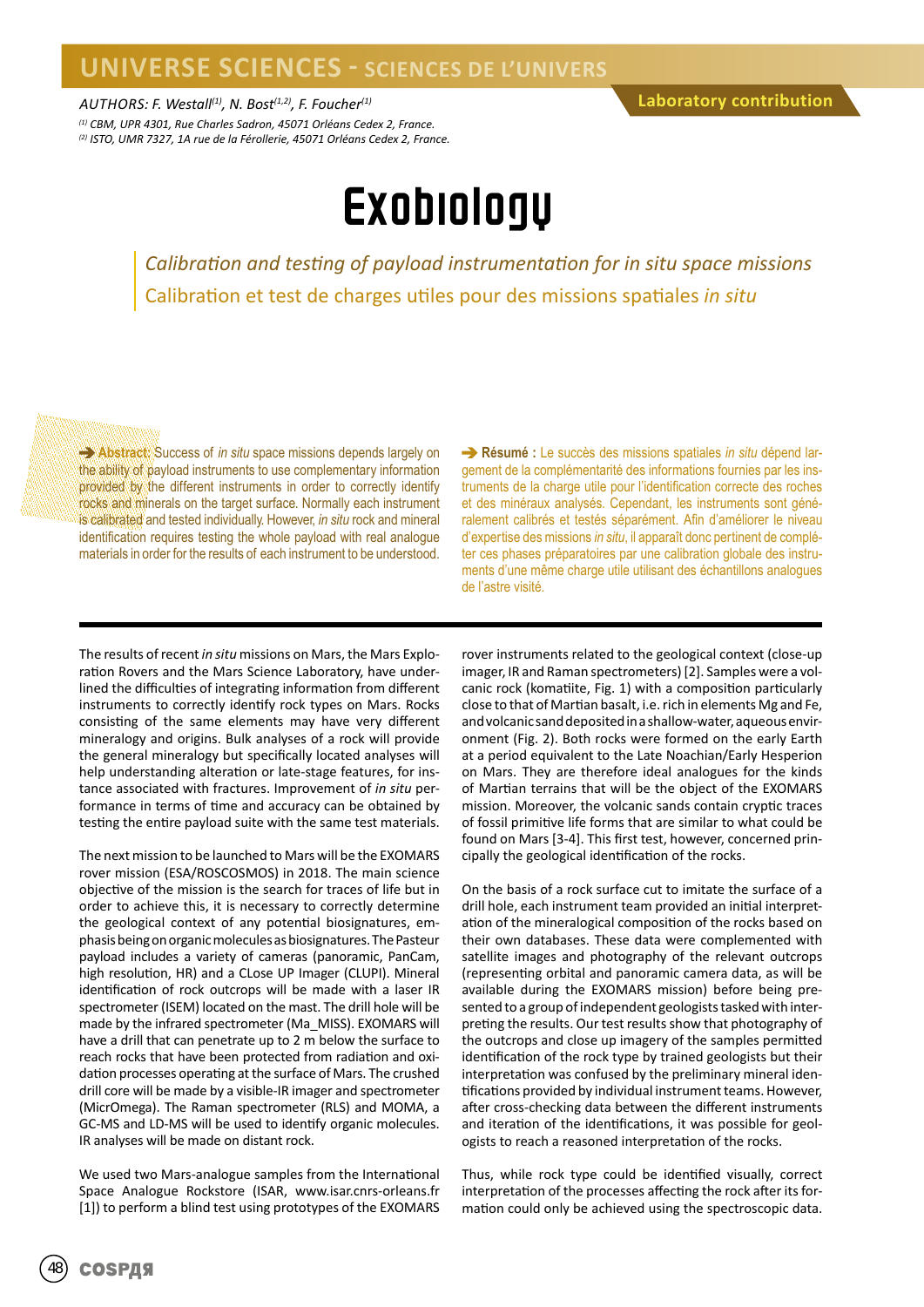# UNIVERSE SCIENCES - SCIENCES DE L'UNIVERS

AUTHORS: F. Westall[1], N. Bost[1,2], F. Foucher[1]

[1] CBM, UPR 4301, Rue Charles Sadron, 45071 Orléans Cedex 2, France.
[2] ISTO, UMR 7327, 1A rue de la Férollerie, 45071 Orléans Cedex 2, France.

Laboratory contribution

# Exobiology

*Calibration and testing of payload instrumentation for in situ space missions*

Calibration et test de charges utiles pour des missions spatiales *in situ*

➔ **Abstract:** Success of *in situ* space missions depends largely on the ability of payload instruments to use complementary information provided by the different instruments in order to correctly identify rocks and minerals on the target surface. Normally each instrument is calibrated and tested individually. However, *in situ* rock and mineral identification requires testing the whole payload with real analogue materials in order for the results of each instrument to be understood.

➔ **Résumé :** Le succès des missions spatiales *in situ* dépend largement de la complémentarité des informations fournies par les instruments de la charge utile pour l'identification correcte des roches et des minéraux analysés. Cependant, les instruments sont généralement calibrés et testés séparément. Afin d'améliorer le niveau d'expertise des missions *in situ*, il apparaît donc pertinent de compléter ces phases préparatoires par une calibration globale des instruments d'une même charge utile utilisant des échantillons analogues de l'astre visité.

The results of recent *in situ* missions on Mars, the Mars Exploration Rovers and the Mars Science Laboratory, have underlined the difficulties of integrating information from different instruments to correctly identify rock types on Mars. Rocks consisting of the same elements may have very different mineralogy and origins. Bulk analyses of a rock will provide the general mineralogy but specifically located analyses will help understanding alteration or late-stage features, for instance associated with fractures. Improvement of *in situ* performance in terms of time and accuracy can be obtained by testing the entire payload suite with the same test materials.

The next mission to be launched to Mars will be the EXOMARS rover mission (ESA/ROSCOSMOS) in 2018. The main science objective of the mission is the search for traces of life but in order to achieve this, it is necessary to correctly determine the geological context of any potential biosignatures, emphasis being on organic molecules as biosignatures. The Pasteur payload includes a variety of cameras (panoramic, PanCam, high resolution, HR) and a CLose UP Imager (CLUPI). Mineral identification of rock outcrops will be made with a laser IR spectrometer (ISEM) located on the mast. The drill hole will be made by the infrared spectrometer (Ma_MISS). EXOMARS will have a drill that can penetrate up to 2 m below the surface to reach rocks that have been protected from radiation and oxidation processes operating at the surface of Mars. The crushed drill core will be made by a visible-IR imager and spectrometer (MicrOmega). The Raman spectrometer (RLS) and MOMA, a GC-MS and LD-MS will be used to identify organic molecules. IR analyses will be made on distant rock.

We used two Mars-analogue samples from the International Space Analogue Rockstore (ISAR, www.isar.cnrs-orleans.fr [1]) to perform a blind test using prototypes of the EXOMARS rover instruments related to the geological context (close-up imager, IR and Raman spectrometers) [2]. Samples were a volcanic rock (komatiite, Fig. 1) with a composition particularly close to that of Martian basalt, i.e. rich in elements Mg and Fe, and volcanic sand deposited in a shallow-water, aqueous environment (Fig. 2). Both rocks were formed on the early Earth at a period equivalent to the Late Noachian/Early Hesperion on Mars. They are therefore ideal analogues for the kinds of Martian terrains that will be the object of the EXOMARS mission. Moreover, the volcanic sands contain cryptic traces of fossil primitive life forms that are similar to what could be found on Mars [3-4]. This first test, however, concerned principally the geological identification of the rocks.

On the basis of a rock surface cut to imitate the surface of a drill hole, each instrument team provided an initial interpretation of the mineralogical composition of the rocks based on their own databases. These data were complemented with satellite images and photography of the relevant outcrops (representing orbital and panoramic camera data, as will be available during the EXOMARS mission) before being presented to a group of independent geologists tasked with interpreting the results. Our test results show that photography of the outcrops and close up imagery of the samples permitted identification of the rock type by trained geologists but their interpretation was confused by the preliminary mineral identifications provided by individual instrument teams. However, after cross-checking data between the different instruments and iteration of the identifications, it was possible for geologists to reach a reasoned interpretation of the rocks.

Thus, while rock type could be identified visually, correct interpretation of the processes affecting the rock after its formation could only be achieved using the spectroscopic data.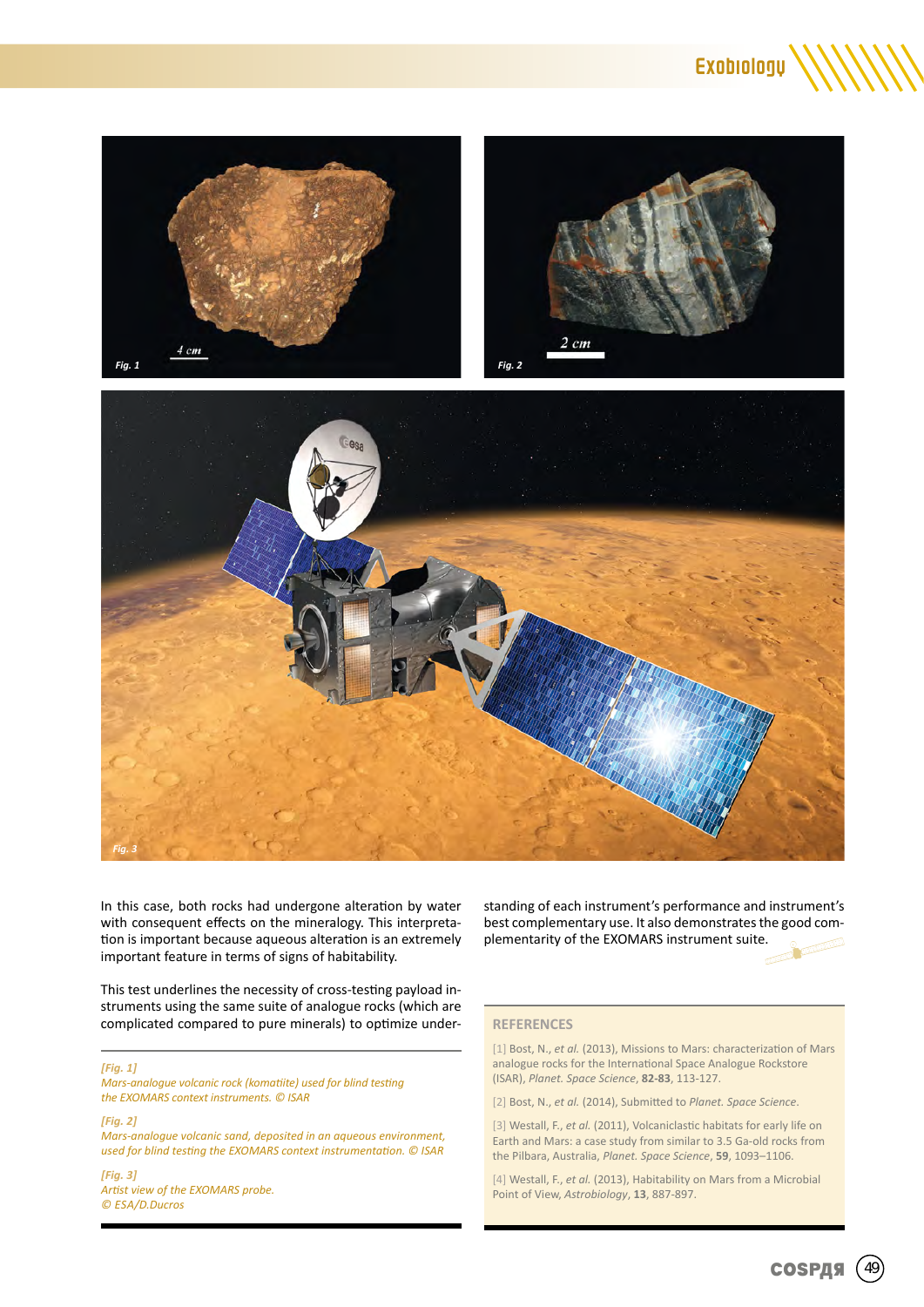In this case, both rocks had undergone alteration by water with consequent effects on the mineralogy. This interpretation is important because aqueous alteration is an extremely important feature in terms of signs of habitability.

This test underlines the necessity of cross-testing payload instruments using the same suite of analogue rocks (which are complicated compared to pure minerals) to optimize understanding of each instrument's performance and instrument's best complementary use. It also demonstrates the good complementarity of the EXOMARS instrument suite.

*[Fig. 1]*
*Mars-analogue volcanic rock (komatiite) used for blind testing the EXOMARS context instruments. © ISAR*

*[Fig. 2]*
*Mars-analogue volcanic sand, deposited in an aqueous environment, used for blind testing the EXOMARS context instrumentation. © ISAR*

*[Fig. 3]*
*Artist view of the EXOMARS probe.*
*© ESA/D.Ducros*

## REFERENCES

[1] Bost, N., *et al.* (2013), Missions to Mars: characterization of Mars analogue rocks for the International Space Analogue Rockstore (ISAR), *Planet. Space Science*, **82-83**, 113-127.

[2] Bost, N., *et al.* (2014), Submitted to *Planet. Space Science*.

[3] Westall, F., *et al.* (2011), Volcaniclastic habitats for early life on Earth and Mars: a case study from similar to 3.5 Ga-old rocks from the Pilbara, Australia, *Planet. Space Science*, **59**, 1093–1106.

[4] Westall, F., *et al.* (2013), Habitability on Mars from a Microbial Point of View, *Astrobiology*, **13**, 887-897.